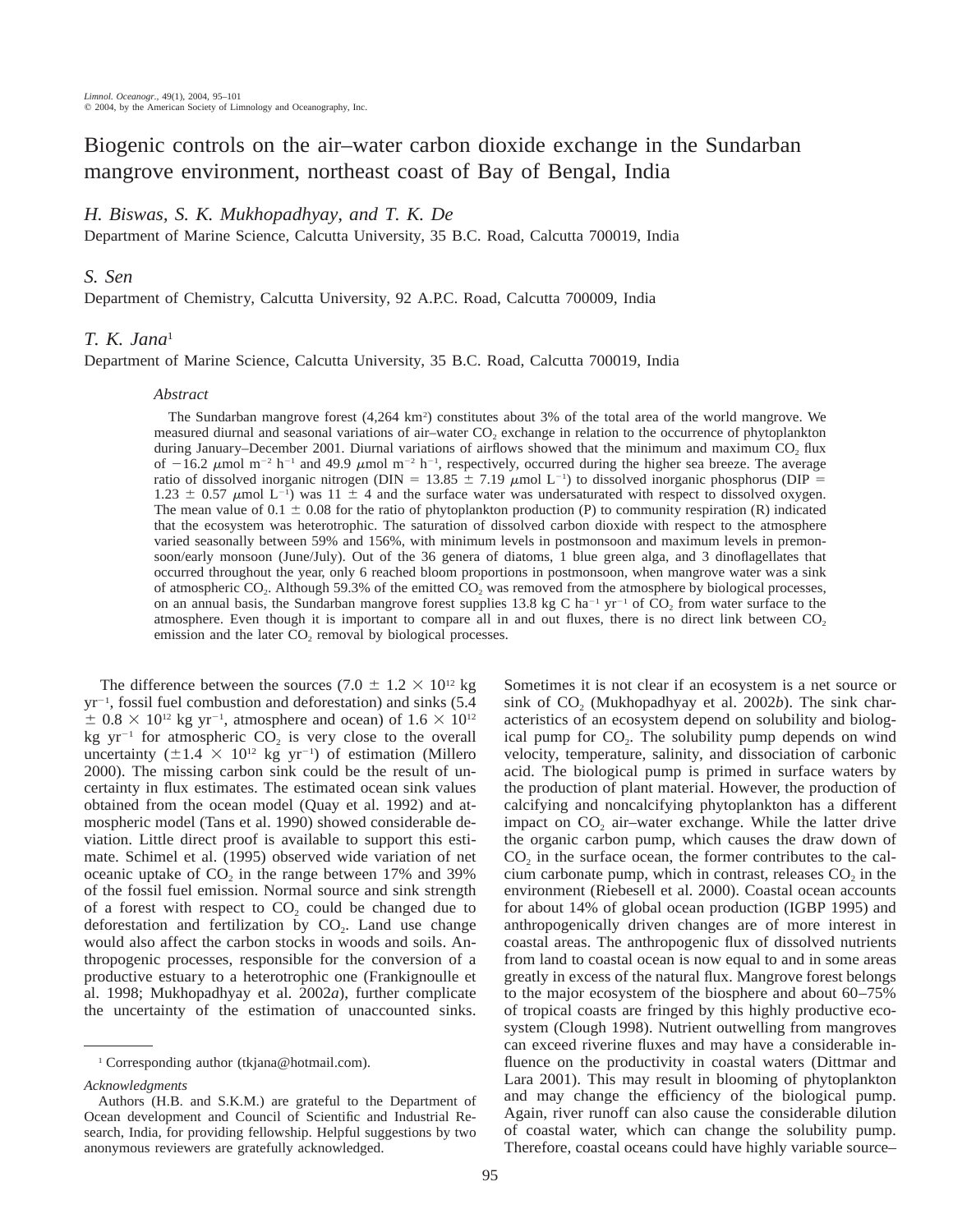# Biogenic controls on the air–water carbon dioxide exchange in the Sundarban mangrove environment, northeast coast of Bay of Bengal, India

*H. Biswas, S. K. Mukhopadhyay, and T. K. De*
Department of Marine Science, Calcutta University, 35 B.C. Road, Calcutta 700019, India

*S. Sen*
Department of Chemistry, Calcutta University, 92 A.P.C. Road, Calcutta 700009, India

*T. K. Jana*[1]
Department of Marine Science, Calcutta University, 35 B.C. Road, Calcutta 700019, India

### *Abstract*

The Sundarban mangrove forest (4,264 $km^2$) constitutes about 3% of the total area of the world mangrove. We measured diurnal and seasonal variations of air–water $CO_2$ exchange in relation to the occurrence of phytoplankton during January–December 2001. Diurnal variations of airflows showed that the minimum and maximum $CO_2$ flux of $-16.2$ $\mu$mol $m^{-2}$ $h^{-1}$ and 49.9 $\mu$mol $m^{-2}$ $h^{-1}$, respectively, occurred during the higher sea breeze. The average ratio of dissolved inorganic nitrogen (DIN = 13.85 ± 7.19 $\mu$mol $L^{-1}$) to dissolved inorganic phosphorus (DIP = 1.23 ± 0.57 $\mu$mol $L^{-1}$) was 11 ± 4 and the surface water was undersaturated with respect to dissolved oxygen. The mean value of 0.1 ± 0.08 for the ratio of phytoplankton production (P) to community respiration (R) indicated that the ecosystem was heterotrophic. The saturation of dissolved carbon dioxide with respect to the atmosphere varied seasonally between 59% and 156%, with minimum levels in postmonsoon and maximum levels in premonsoon/early monsoon (June/July). Out of the 36 genera of diatoms, 1 blue green alga, and 3 dinoflagellates that occurred throughout the year, only 6 reached bloom proportions in postmonsoon, when mangrove water was a sink of atmospheric $CO_2$. Although 59.3% of the emitted $CO_2$ was removed from the atmosphere by biological processes, on an annual basis, the Sundarban mangrove forest supplies 13.8 kg C $ha^{-1}$ $yr^{-1}$ of $CO_2$ from water surface to the atmosphere. Even though it is important to compare all in and out fluxes, there is no direct link between $CO_2$ emission and the later $CO_2$ removal by biological processes.

The difference between the sources (7.0 ± 1.2 × $10^{12}$ kg $yr^{-1}$, fossil fuel combustion and deforestation) and sinks (5.4 ± 0.8 × $10^{12}$ kg $yr^{-1}$, atmosphere and ocean) of 1.6 × $10^{12}$ kg $yr^{-1}$ for atmospheric $CO_2$ is very close to the overall uncertainty (±1.4 × $10^{12}$ kg $yr^{-1}$) of estimation (Millero 2000). The missing carbon sink could be the result of uncertainty in flux estimates. The estimated ocean sink values obtained from the ocean model (Quay et al. 1992) and atmospheric model (Tans et al. 1990) showed considerable deviation. Little direct proof is available to support this estimate. Schimel et al. (1995) observed wide variation of net oceanic uptake of $CO_2$ in the range between 17% and 39% of the fossil fuel emission. Normal source and sink strength of a forest with respect to $CO_2$ could be changed due to deforestation and fertilization by $CO_2$. Land use change would also affect the carbon stocks in woods and soils. Anthropogenic processes, responsible for the conversion of a productive estuary to a heterotrophic one (Frankignoulle et al. 1998; Mukhopadhyay et al. 2002*a*), further complicate the uncertainty of the estimation of unaccounted sinks. Sometimes it is not clear if an ecosystem is a net source or sink of $CO_2$ (Mukhopadhyay et al. 2002*b*). The sink characteristics of an ecosystem depend on solubility and biological pump for $CO_2$. The solubility pump depends on wind velocity, temperature, salinity, and dissociation of carbonic acid. The biological pump is primed in surface waters by the production of plant material. However, the production of calcifying and noncalcifying phytoplankton has a different impact on $CO_2$ air–water exchange. While the latter drive the organic carbon pump, which causes the draw down of $CO_2$ in the surface ocean, the former contributes to the calcium carbonate pump, which in contrast, releases $CO_2$ in the environment (Riebesell et al. 2000). Coastal ocean accounts for about 14% of global ocean production (IGBP 1995) and anthropogenically driven changes are of more interest in coastal areas. The anthropogenic flux of dissolved nutrients from land to coastal ocean is now equal to and in some areas greatly in excess of the natural flux. Mangrove forest belongs to the major ecosystem of the biosphere and about 60–75% of tropical coasts are fringed by this highly productive ecosystem (Clough 1998). Nutrient outwelling from mangroves can exceed riverine fluxes and may have a considerable influence on the productivity in coastal waters (Dittmar and Lara 2001). This may result in blooming of phytoplankton and may change the efficiency of the biological pump. Again, river runoff can also cause the considerable dilution of coastal water, which can change the solubility pump. Therefore, coastal oceans could have highly variable source–

[1] Corresponding author (tkjana@hotmail.com).

*Acknowledgments*

Authors (H.B. and S.K.M.) are grateful to the Department of Ocean development and Council of Scientific and Industrial Research, India, for providing fellowship. Helpful suggestions by two anonymous reviewers are gratefully acknowledged.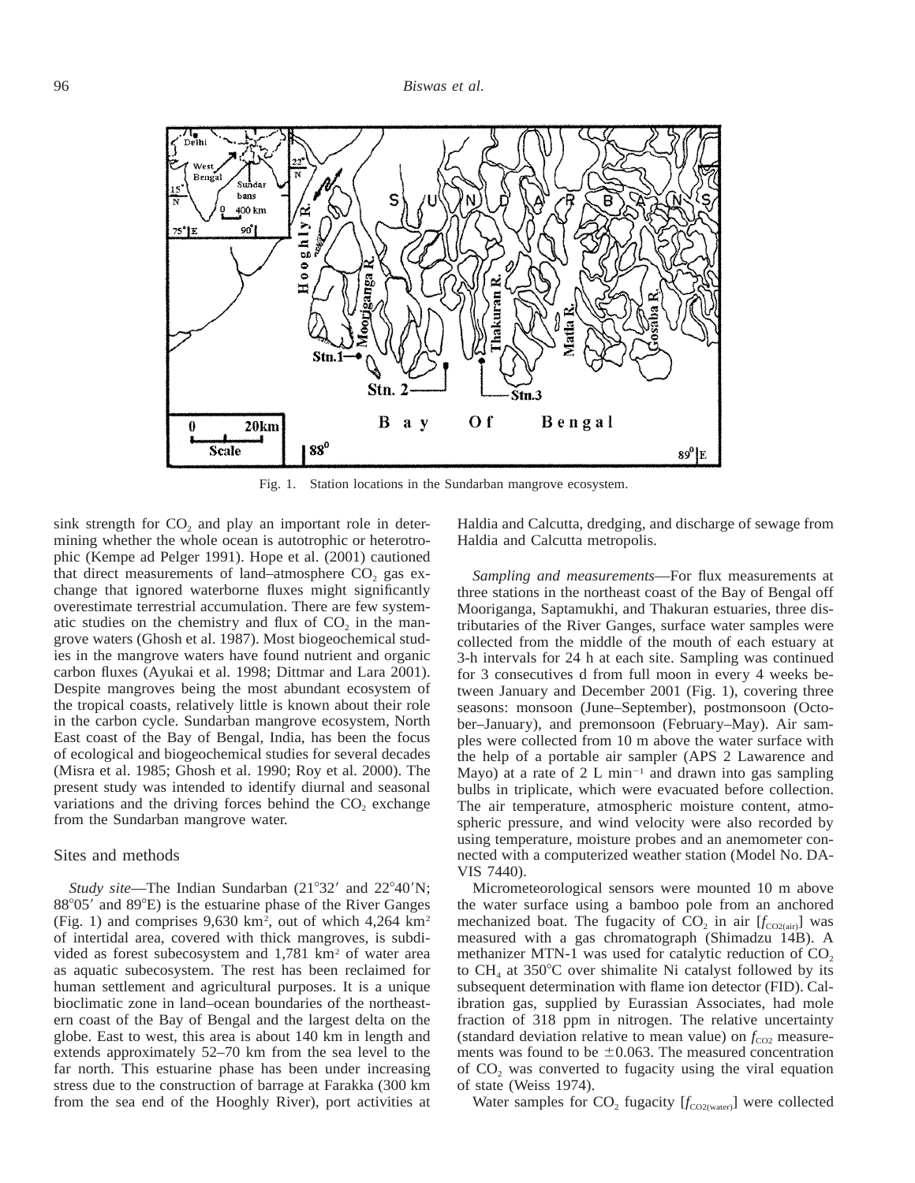Fig. 1. Station locations in the Sundarban mangrove ecosystem.

sink strength for $CO_2$ and play an important role in determining whether the whole ocean is autotrophic or heterotrophic (Kempe ad Pelger 1991). Hope et al. (2001) cautioned that direct measurements of land–atmosphere $CO_2$ gas exchange that ignored waterborne fluxes might significantly overestimate terrestrial accumulation. There are few systematic studies on the chemistry and flux of $CO_2$ in the mangrove waters (Ghosh et al. 1987). Most biogeochemical studies in the mangrove waters have found nutrient and organic carbon fluxes (Ayukai et al. 1998; Dittmar and Lara 2001). Despite mangroves being the most abundant ecosystem of the tropical coasts, relatively little is known about their role in the carbon cycle. Sundarban mangrove ecosystem, North East coast of the Bay of Bengal, India, has been the focus of ecological and biogeochemical studies for several decades (Misra et al. 1985; Ghosh et al. 1990; Roy et al. 2000). The present study was intended to identify diurnal and seasonal variations and the driving forces behind the $CO_2$ exchange from the Sundarban mangrove water.

## Sites and methods

*Study site*—The Indian Sundarban (21°32′ and 22°40′N; 88°05′ and 89°E) is the estuarine phase of the River Ganges (Fig. 1) and comprises 9,630 km², out of which 4,264 km² of intertidal area, covered with thick mangroves, is subdivided as forest subecosystem and 1,781 km² of water area as aquatic subecosystem. The rest has been reclaimed for human settlement and agricultural purposes. It is a unique bioclimatic zone in land–ocean boundaries of the northeastern coast of the Bay of Bengal and the largest delta on the globe. East to west, this area is about 140 km in length and extends approximately 52–70 km from the sea level to the far north. This estuarine phase has been under increasing stress due to the construction of barrage at Farakka (300 km from the sea end of the Hooghly River), port activities at Haldia and Calcutta, dredging, and discharge of sewage from Haldia and Calcutta metropolis.

*Sampling and measurements*—For flux measurements at three stations in the northeast coast of the Bay of Bengal off Mooriganga, Saptamukhi, and Thakuran estuaries, three distributaries of the River Ganges, surface water samples were collected from the middle of the mouth of each estuary at 3-h intervals for 24 h at each site. Sampling was continued for 3 consecutives d from full moon in every 4 weeks between January and December 2001 (Fig. 1), covering three seasons: monsoon (June–September), postmonsoon (October–January), and premonsoon (February–May). Air samples were collected from 10 m above the water surface with the help of a portable air sampler (APS 2 Lawarence and Mayo) at a rate of 2 L min$^{-1}$ and drawn into gas sampling bulbs in triplicate, which were evacuated before collection. The air temperature, atmospheric moisture content, atmospheric pressure, and wind velocity were also recorded by using temperature, moisture probes and an anemometer connected with a computerized weather station (Model No. DAVIS 7440).

Micrometeorological sensors were mounted 10 m above the water surface using a bamboo pole from an anchored mechanized boat. The fugacity of $CO_2$ in air [$f_{CO2(air)}$] was measured with a gas chromatograph (Shimadzu 14B). A methanizer MTN-1 was used for catalytic reduction of $CO_2$ to $CH_4$ at 350°C over shimalite Ni catalyst followed by its subsequent determination with flame ion detector (FID). Calibration gas, supplied by Eurassian Associates, had mole fraction of 318 ppm in nitrogen. The relative uncertainty (standard deviation relative to mean value) on $f_{CO2}$ measurements was found to be ±0.063. The measured concentration of $CO_2$ was converted to fugacity using the viral equation of state (Weiss 1974).

Water samples for $CO_2$ fugacity [$f_{CO2(water)}$] were collected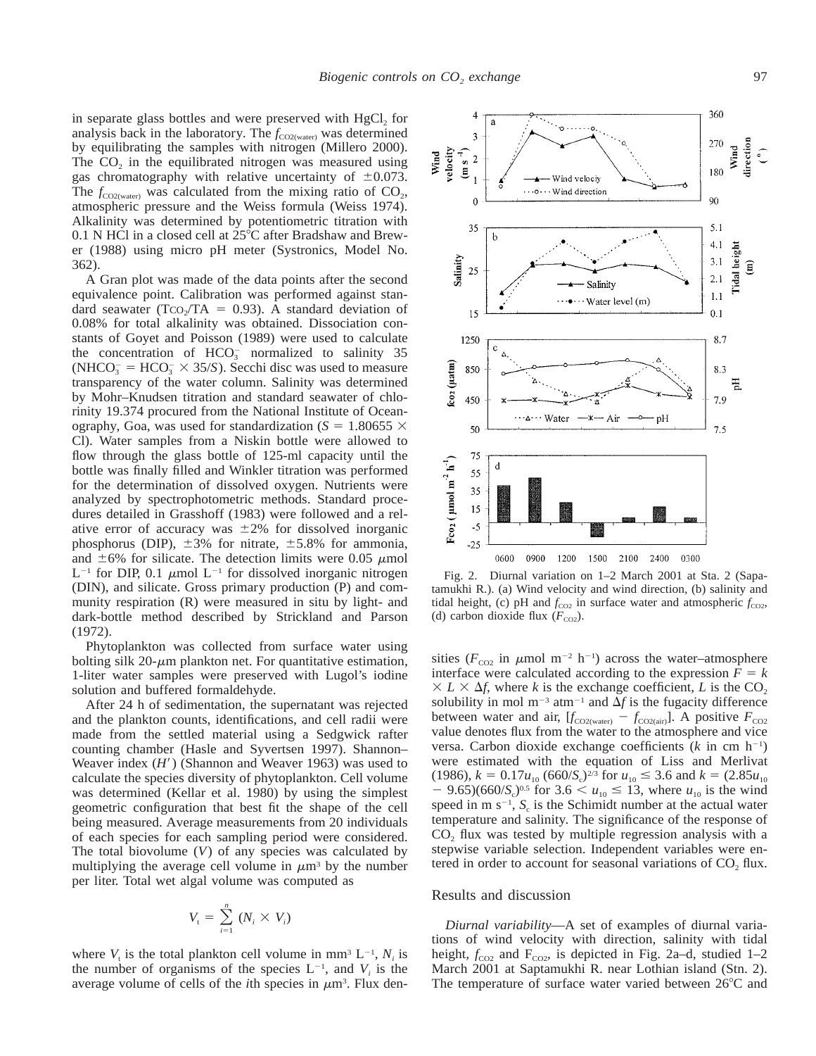in separate glass bottles and were preserved with $HgCl_2$ for analysis back in the laboratory. The $f_{CO2(water)}$ was determined by equilibrating the samples with nitrogen (Millero 2000). The $CO_2$ in the equilibrated nitrogen was measured using gas chromatography with relative uncertainty of $\pm 0.073$. The $f_{CO2(water)}$ was calculated from the mixing ratio of $CO_2$, atmospheric pressure and the Weiss formula (Weiss 1974). Alkalinity was determined by potentiometric titration with 0.1 N HCl in a closed cell at 25°C after Bradshaw and Brewer (1988) using micro pH meter (Systronics, Model No. 362).

A Gran plot was made of the data points after the second equivalence point. Calibration was performed against standard seawater ($T_{CO_2}/TA = 0.93$). A standard deviation of 0.08% for total alkalinity was obtained. Dissociation constants of Goyet and Poisson (1989) were used to calculate the concentration of $HCO_3^-$ normalized to salinity 35 ($NHCO_3^- = HCO_3^- \times 35/S$). Secchi disc was used to measure transparency of the water column. Salinity was determined by Mohr–Knudsen titration and standard seawater of chlorinity 19.374 procured from the National Institute of Oceanography, Goa, was used for standardization ($S = 1.80655 \times$ Cl). Water samples from a Niskin bottle were allowed to flow through the glass bottle of 125-ml capacity until the bottle was finally filled and Winkler titration was performed for the determination of dissolved oxygen. Nutrients were analyzed by spectrophotometric methods. Standard procedures detailed in Grasshoff (1983) were followed and a relative error of accuracy was $\pm 2\%$ for dissolved inorganic phosphorus (DIP), $\pm 3\%$ for nitrate, $\pm 5.8\%$ for ammonia, and $\pm 6\%$ for silicate. The detection limits were 0.05 $\mu$mol $L^{-1}$ for DIP, 0.1 $\mu$mol $L^{-1}$ for dissolved inorganic nitrogen (DIN), and silicate. Gross primary production (P) and community respiration (R) were measured in situ by light- and dark-bottle method described by Strickland and Parson (1972).

Phytoplankton was collected from surface water using bolting silk 20-$\mu$m plankton net. For quantitative estimation, 1-liter water samples were preserved with Lugol's iodine solution and buffered formaldehyde.

After 24 h of sedimentation, the supernatant was rejected and the plankton counts, identifications, and cell radii were made from the settled material using a Sedgwick rafter counting chamber (Hasle and Syvertsen 1997). Shannon–Weaver index ($H'$) (Shannon and Weaver 1963) was used to calculate the species diversity of phytoplankton. Cell volume was determined (Kellar et al. 1980) by using the simplest geometric configuration that best fit the shape of the cell being measured. Average measurements from 20 individuals of each species for each sampling period were considered. The total biovolume ($V$) of any species was calculated by multiplying the average cell volume in $\mu m^3$ by the number per liter. Total wet algal volume was computed as

$$V_t = \sum_{i=1}^{n} (N_i \times V_i)$$

where $V_t$ is the total plankton cell volume in $mm^3\ L^{-1}$, $N_i$ is the number of organisms of the species $L^{-1}$, and $V_i$ is the average volume of cells of the $i$th species in $\mu m^3$. Flux densities ($F_{CO2}$ in $\mu mol\ m^{-2}\ h^{-1}$) across the water–atmosphere interface were calculated according to the expression $F = k \times L \times \Delta f$, where $k$ is the exchange coefficient, $L$ is the $CO_2$ solubility in mol $m^{-3}\ atm^{-1}$ and $\Delta f$ is the fugacity difference between water and air, [$f_{CO2(water)} - f_{CO2(air)}$]. A positive $F_{CO2}$ value denotes flux from the water to the atmosphere and vice versa. Carbon dioxide exchange coefficients ($k$ in cm $h^{-1}$) were estimated with the equation of Liss and Merlivat (1986), $k = 0.17u_{10}\ (660/S_c)^{2/3}$ for $u_{10} \leq 3.6$ and $k = (2.85u_{10} - 9.65)(660/S_c)^{0.5}$ for $3.6 < u_{10} \leq 13$, where $u_{10}$ is the wind speed in m $s^{-1}$, $S_c$ is the Schimidt number at the actual water temperature and salinity. The significance of the response of $CO_2$ flux was tested by multiple regression analysis with a stepwise variable selection. Independent variables were entered in order to account for seasonal variations of $CO_2$ flux.

Fig. 2. Diurnal variation on 1–2 March 2001 at Sta. 2 (Sapatamukhi R.). (a) Wind velocity and wind direction, (b) salinity and tidal height, (c) pH and $f_{CO2}$ in surface water and atmospheric $f_{CO2}$, (d) carbon dioxide flux ($F_{CO2}$).

## Results and discussion

*Diurnal variability*—A set of examples of diurnal variations of wind velocity with direction, salinity with tidal height, $f_{CO2}$ and $F_{CO2}$, is depicted in Fig. 2a–d, studied 1–2 March 2001 at Saptamukhi R. near Lothian island (Stn. 2). The temperature of surface water varied between 26°C and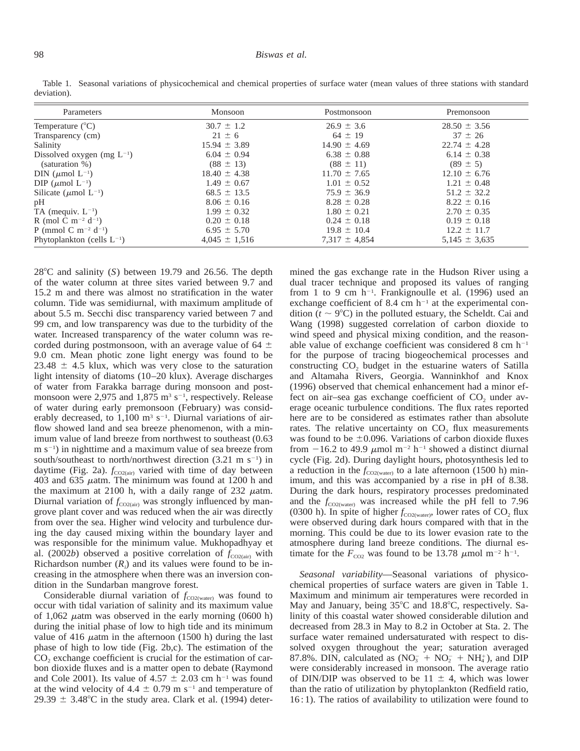Table 1. Seasonal variations of physicochemical and chemical properties of surface water (mean values of three stations with standard deviation).

| Parameters | Monsoon | Postmonsoon | Premonsoon |
|---|---|---|---|
| Temperature (°C) | 30.7 ± 1.2 | 26.9 ± 3.6 | 28.50 ± 3.56 |
| Transparency (cm) | 21 ± 6 | 64 ± 19 | 37 ± 26 |
| Salinity | 15.94 ± 3.89 | 14.90 ± 4.69 | 22.74 ± 4.28 |
| Dissolved oxygen (mg $L^{-1}$) | 6.04 ± 0.94 | 6.38 ± 0.88 | 6.14 ± 0.38 |
| (saturation %) | (88 ± 13) | (88 ± 11) | (89 ± 5) |
| DIN ($\mu$mol $L^{-1}$) | 18.40 ± 4.38 | 11.70 ± 7.65 | 12.10 ± 6.76 |
| DIP ($\mu$mol $L^{-1}$) | 1.49 ± 0.67 | 1.01 ± 0.52 | 1.21 ± 0.48 |
| Silicate ($\mu$mol $L^{-1}$) | 68.5 ± 13.5 | 75.9 ± 36.9 | 51.2 ± 32.2 |
| pH | 8.06 ± 0.16 | 8.28 ± 0.28 | 8.22 ± 0.16 |
| TA (mequiv. $L^{-1}$) | 1.99 ± 0.32 | 1.80 ± 0.21 | 2.70 ± 0.35 |
| R (mol C $m^{-2}$ $d^{-1}$) | 0.20 ± 0.18 | 0.24 ± 0.18 | 0.19 ± 0.18 |
| P (mmol C $m^{-2}$ $d^{-1}$) | 6.95 ± 5.70 | 19.8 ± 10.4 | 12.2 ± 11.7 |
| Phytoplankton (cells $L^{-1}$) | 4,045 ± 1,516 | 7,317 ± 4,854 | 5,145 ± 3,635 |

28°C and salinity ($S$) between 19.79 and 26.56. The depth of the water column at three sites varied between 9.7 and 15.2 m and there was almost no stratification in the water column. Tide was semidiurnal, with maximum amplitude of about 5.5 m. Secchi disc transparency varied between 7 and 99 cm, and low transparency was due to the turbidity of the water. Increased transparency of the water column was recorded during postmonsoon, with an average value of 64 ± 9.0 cm. Mean photic zone light energy was found to be 23.48 ± 4.5 klux, which was very close to the saturation light intensity of diatoms (10–20 klux). Average discharges of water from Farakka barrage during monsoon and postmonsoon were 2,975 and 1,875 $m^3$ $s^{-1}$, respectively. Release of water during early premonsoon (February) was considerably decreased, to 1,100 $m^3$ $s^{-1}$. Diurnal variations of airflow showed land and sea breeze phenomenon, with a minimum value of land breeze from northwest to southeast (0.63 m $s^{-1}$) in nighttime and a maximum value of sea breeze from south/southeast to north/northwest direction (3.21 m $s^{-1}$) in daytime (Fig. 2a). $f_{CO_2(air)}$ varied with time of day between 403 and 635 $\mu$atm. The minimum was found at 1200 h and the maximum at 2100 h, with a daily range of 232 $\mu$atm. Diurnal variation of $f_{CO_2(air)}$ was strongly influenced by mangrove plant cover and was reduced when the air was directly from over the sea. Higher wind velocity and turbulence during the day caused mixing within the boundary layer and was responsible for the minimum value. Mukhopadhyay et al. (2002*b*) observed a positive correlation of $f_{CO_2(air)}$ with Richardson number ($R_i$) and its values were found to be increasing in the atmosphere when there was an inversion condition in the Sundarban mangrove forest.

Considerable diurnal variation of $f_{CO_2(water)}$ was found to occur with tidal variation of salinity and its maximum value of 1,062 $\mu$atm was observed in the early morning (0600 h) during the initial phase of low to high tide and its minimum value of 416 $\mu$atm in the afternoon (1500 h) during the last phase of high to low tide (Fig. 2b,c). The estimation of the $CO_2$ exchange coefficient is crucial for the estimation of carbon dioxide fluxes and is a matter open to debate (Raymond and Cole 2001). Its value of 4.57 ± 2.03 cm $h^{-1}$ was found at the wind velocity of 4.4 ± 0.79 m $s^{-1}$ and temperature of 29.39 ± 3.48°C in the study area. Clark et al. (1994) determined the gas exchange rate in the Hudson River using a dual tracer technique and proposed its values of ranging from 1 to 9 cm $h^{-1}$. Frankignoulle et al. (1996) used an exchange coefficient of 8.4 cm $h^{-1}$ at the experimental condition ($t \sim 9$°C) in the polluted estuary, the Scheldt. Cai and Wang (1998) suggested correlation of carbon dioxide to wind speed and physical mixing condition, and the reasonable value of exchange coefficient was considered 8 cm $h^{-1}$ for the purpose of tracing biogeochemical processes and constructing $CO_2$ budget in the estuarine waters of Satilla and Altamaha Rivers, Georgia. Wanninkhof and Knox (1996) observed that chemical enhancement had a minor effect on air–sea gas exchange coefficient of $CO_2$ under average oceanic turbulence conditions. The flux rates reported here are to be considered as estimates rather than absolute rates. The relative uncertainty on $CO_2$ flux measurements was found to be ±0.096. Variations of carbon dioxide fluxes from −16.2 to 49.9 $\mu$mol $m^{-2}$ $h^{-1}$ showed a distinct diurnal cycle (Fig. 2d). During daylight hours, photosynthesis led to a reduction in the $f_{CO_2(water)}$ to a late afternoon (1500 h) minimum, and this was accompanied by a rise in pH of 8.38. During the dark hours, respiratory processes predominated and the $f_{CO_2(water)}$ was increased while the pH fell to 7.96 (0300 h). In spite of higher $f_{CO_2(water)}$, lower rates of $CO_2$ flux were observed during dark hours compared with that in the morning. This could be due to its lower evasion rate to the atmosphere during land breeze conditions. The diurnal estimate for the $F_{CO_2}$ was found to be 13.78 $\mu$mol $m^{-2}$ $h^{-1}$.

*Seasonal variability*—Seasonal variations of physicochemical properties of surface waters are given in Table 1. Maximum and minimum air temperatures were recorded in May and January, being 35°C and 18.8°C, respectively. Salinity of this coastal water showed considerable dilution and decreased from 28.3 in May to 8.2 in October at Sta. 2. The surface water remained undersaturated with respect to dissolved oxygen throughout the year; saturation averaged 87.8%. DIN, calculated as ($NO_3^- + NO_2^- + NH_4^+$), and DIP were considerably increased in monsoon. The average ratio of DIN/DIP was observed to be 11 ± 4, which was lower than the ratio of utilization by phytoplankton (Redfield ratio, 16 : 1). The ratios of availability to utilization were found to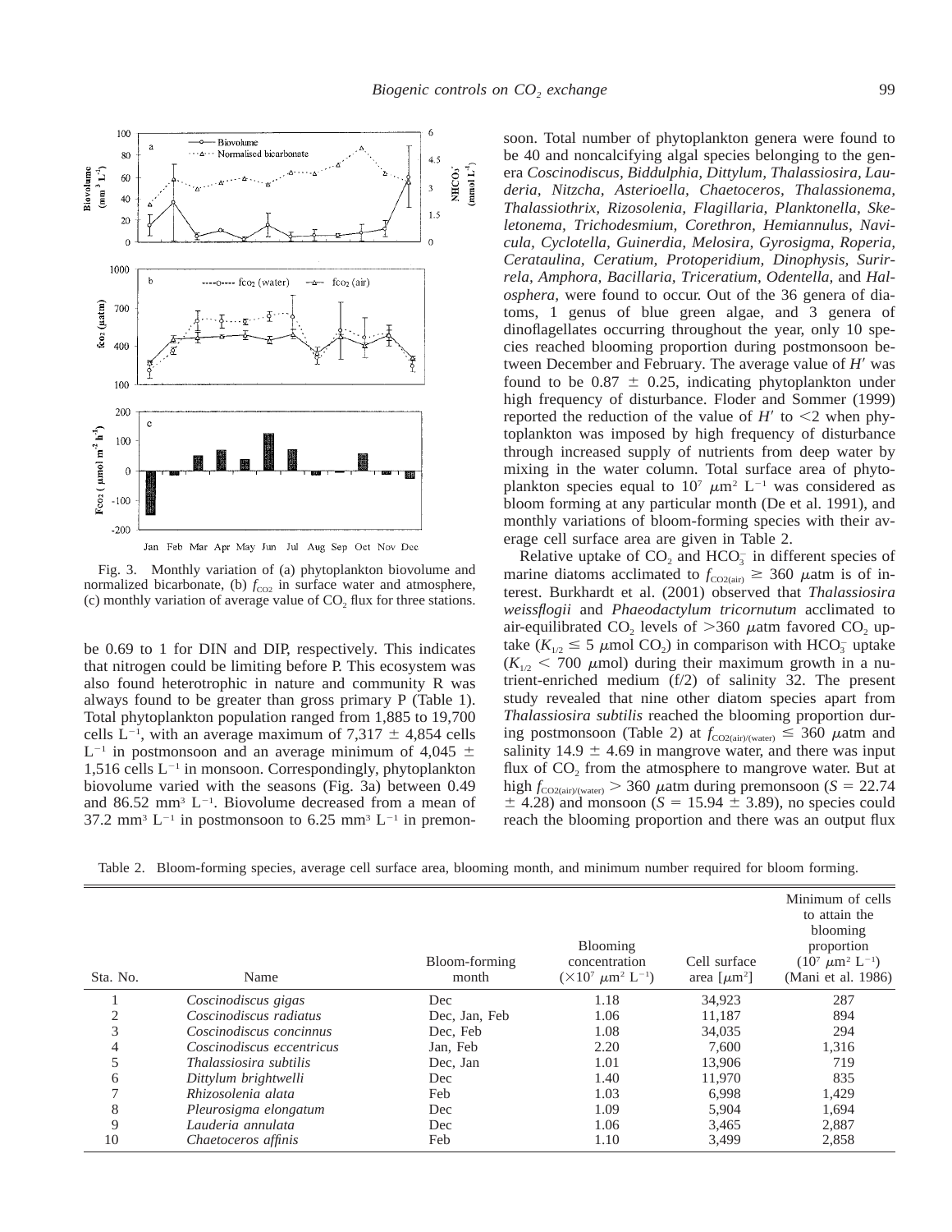Fig. 3. Monthly variation of (a) phytoplankton biovolume and normalized bicarbonate, (b) $f_{CO2}$ in surface water and atmosphere, (c) monthly variation of average value of $CO_2$ flux for three stations.

be 0.69 to 1 for DIN and DIP, respectively. This indicates that nitrogen could be limiting before P. This ecosystem was also found heterotrophic in nature and community R was always found to be greater than gross primary P (Table 1). Total phytoplankton population ranged from 1,885 to 19,700 cells $L^{-1}$, with an average maximum of 7,317 ± 4,854 cells $L^{-1}$ in postmonsoon and an average minimum of 4,045 ± 1,516 cells $L^{-1}$ in monsoon. Correspondingly, phytoplankton biovolume varied with the seasons (Fig. 3a) between 0.49 and 86.52 $mm^3$ $L^{-1}$. Biovolume decreased from a mean of 37.2 $mm^3$ $L^{-1}$ in postmonsoon to 6.25 $mm^3$ $L^{-1}$ in premonsoon. Total number of phytoplankton genera were found to be 40 and noncalcifying algal species belonging to the genera *Coscinodiscus, Biddulphia, Dittylum, Thalassiosira, Lauderia, Nitzcha, Asterioella, Chaetoceros, Thalassionema, Thalassiothrix, Rizosolenia, Flagillaria, Planktonella, Skeletonema, Trichodesmium, Corethron, Hemiannulus, Navicula, Cyclotella, Guinerdia, Melosira, Gyrosigma, Roperia, Cerataulina, Ceratium, Protoperidium, Dinophysis, Surirrela, Amphora, Bacillaria, Triceratium, Odentella,* and *Halosphera,* were found to occur. Out of the 36 genera of diatoms, 1 genus of blue green algae, and 3 genera of dinoflagellates occurring throughout the year, only 10 species reached blooming proportion during postmonsoon between December and February. The average value of $H'$ was found to be 0.87 ± 0.25, indicating phytoplankton under high frequency of disturbance. Floder and Sommer (1999) reported the reduction of the value of $H'$ to <2 when phytoplankton was imposed by high frequency of disturbance through increased supply of nutrients from deep water by mixing in the water column. Total surface area of phytoplankton species equal to $10^7$ $\mu m^2$ $L^{-1}$ was considered as bloom forming at any particular month (De et al. 1991), and monthly variations of bloom-forming species with their average cell surface area are given in Table 2.

Relative uptake of $CO_2$ and $HCO_3^-$ in different species of marine diatoms acclimated to $f_{CO2(air)} \geq 360$ $\mu$atm is of interest. Burkhardt et al. (2001) observed that *Thalassiosira weissflogii* and *Phaeodactylum tricornutum* acclimated to air-equilibrated $CO_2$ levels of >360 $\mu$atm favored $CO_2$ uptake ($K_{1/2} \leq 5$ $\mu$mol $CO_2$) in comparison with $HCO_3^-$ uptake ($K_{1/2} < 700$ $\mu$mol) during their maximum growth in a nutrient-enriched medium (f/2) of salinity 32. The present study revealed that nine other diatom species apart from *Thalassiosira subtilis* reached the blooming proportion during postmonsoon (Table 2) at $f_{CO2(air)/(water)} \leq 360$ $\mu$atm and salinity 14.9 ± 4.69 in mangrove water, and there was input flux of $CO_2$ from the atmosphere to mangrove water. But at high $f_{CO2(air)/(water)} > 360$ $\mu$atm during premonsoon ($S = 22.74 \pm 4.28$) and monsoon ($S = 15.94 \pm 3.89$), no species could reach the blooming proportion and there was an output flux

Table 2. Bloom-forming species, average cell surface area, blooming month, and minimum number required for bloom forming.

| Sta. No. | Name | Bloom-forming month | Blooming concentration ($\times 10^7$ $\mu m^2$ $L^{-1}$) | Cell surface area [$\mu m^2$] | Minimum of cells to attain the blooming proportion ($10^7$ $\mu m^2$ $L^{-1}$) (Mani et al. 1986) |
|---|---|---|---|---|---|
| 1 | *Coscinodiscus gigas* | Dec | 1.18 | 34,923 | 287 |
| 2 | *Coscinodiscus radiatus* | Dec, Jan, Feb | 1.06 | 11,187 | 894 |
| 3 | *Coscinodiscus concinnus* | Dec, Feb | 1.08 | 34,035 | 294 |
| 4 | *Coscinodiscus eccentricus* | Jan, Feb | 2.20 | 7,600 | 1,316 |
| 5 | *Thalassiosira subtilis* | Dec, Jan | 1.01 | 13,906 | 719 |
| 6 | *Dittylum brightwelli* | Dec | 1.40 | 11,970 | 835 |
| 7 | *Rhizosolenia alata* | Feb | 1.03 | 6,998 | 1,429 |
| 8 | *Pleurosigma elongatum* | Dec | 1.09 | 5,904 | 1,694 |
| 9 | *Lauderia annulata* | Dec | 1.06 | 3,465 | 2,887 |
| 10 | *Chaetoceros affinis* | Feb | 1.10 | 3,499 | 2,858 |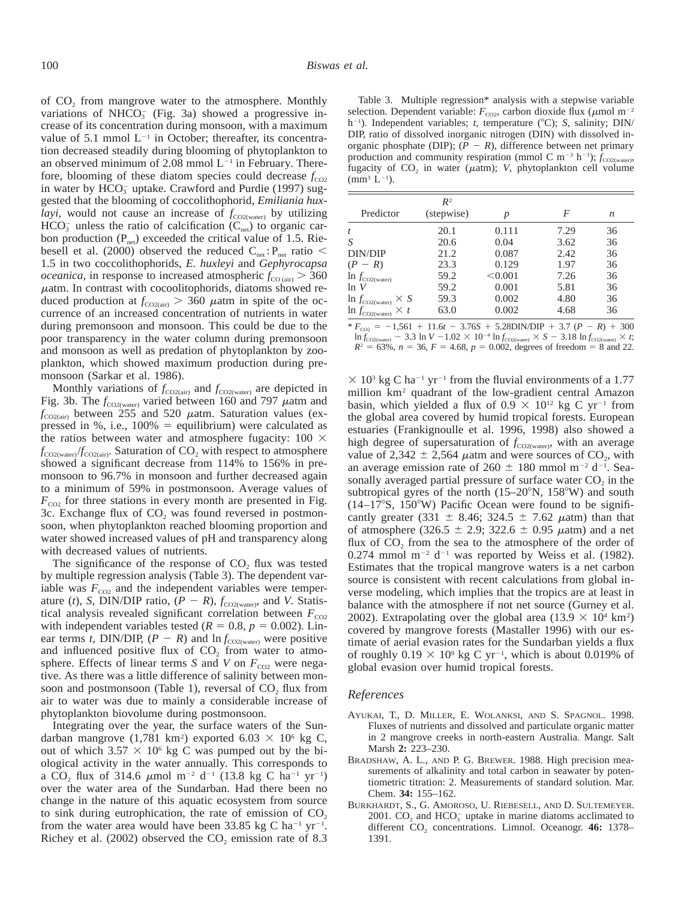of $CO_2$ from mangrove water to the atmosphere. Monthly variations of $NHCO_3^-$ (Fig. 3a) showed a progressive increase of its concentration during monsoon, with a maximum value of 5.1 mmol $L^{-1}$ in October; thereafter, its concentration decreased steadily during blooming of phytoplankton to an observed minimum of 2.08 mmol $L^{-1}$ in February. Therefore, blooming of these diatom species could decrease $f_{CO2}$ in water by $HCO_3^-$ uptake. Crawford and Purdie (1997) suggested that the blooming of coccolithophorid, *Emiliania huxlayi*, would not cause an increase of $f_{CO2(water)}$ by utilizing $HCO_3^-$ unless the ratio of calcification ($C_{net}$) to organic carbon production ($P_{net}$) exceeded the critical value of 1.5. Riebesell et al. (2000) observed the reduced $C_{net}:P_{net}$ ratio $<$ 1.5 in two coccolithophorids, *E. huxleyi* and *Gephyrocapsa oceanica*, in response to increased atmospheric $f_{CO\,(air)} > 360$ $\mu$atm. In contrast with cocoolitophorids, diatoms showed reduced production at $f_{CO2(air)} > 360$ $\mu$atm in spite of the occurrence of an increased concentration of nutrients in water during premonsoon and monsoon. This could be due to the poor transparency in the water column during premonsoon and monsoon as well as predation of phytoplankton by zooplankton, which showed maximum production during premonsoon (Sarkar et al. 1986).

Monthly variations of $f_{CO2(air)}$ and $f_{CO2(water)}$ are depicted in Fig. 3b. The $f_{CO2(water)}$ varied between 160 and 797 $\mu$atm and $f_{CO2(air)}$ between 255 and 520 $\mu$atm. Saturation values (expressed in %, i.e., 100% = equilibrium) were calculated as the ratios between water and atmosphere fugacity: $100 \times f_{CO2(water)}/f_{CO2(air)}$. Saturation of $CO_2$ with respect to atmosphere showed a significant decrease from 114% to 156% in premonsoon to 96.7% in monsoon and further decreased again to a minimum of 59% in postmonsoon. Average values of $F_{CO2}$ for three stations in every month are presented in Fig. 3c. Exchange flux of $CO_2$ was found reversed in postmonsoon, when phytoplankton reached blooming proportion and water showed increased values of pH and transparency along with decreased values of nutrients.

The significance of the response of $CO_2$ flux was tested by multiple regression analysis (Table 3). The dependent variable was $F_{CO2}$ and the independent variables were temperature ($t$), $S$, DIN/DIP ratio, $(P - R)$, $f_{CO2(water)}$, and $V$. Statistical analysis revealed significant correlation between $F_{CO2}$ with independent variables tested ($R = 0.8$, $p = 0.002$). Linear terms $t$, DIN/DIP, $(P - R)$ and $\ln f_{CO2(water)}$ were positive and influenced positive flux of $CO_2$ from water to atmosphere. Effects of linear terms $S$ and $V$ on $F_{CO2}$ were negative. As there was a little difference of salinity between monsoon and postmonsoon (Table 1), reversal of $CO_2$ flux from air to water was due to mainly a considerable increase of phytoplankton biovolume during postmonsoon.

Integrating over the year, the surface waters of the Sundarban mangrove (1,781 $km^2$) exported $6.03 \times 10^6$ kg C, out of which $3.57 \times 10^6$ kg C was pumped out by the biological activity in the water annually. This corresponds to a $CO_2$ flux of 314.6 $\mu$mol $m^{-2}$ $d^{-1}$ (13.8 kg C $ha^{-1}$ $yr^{-1}$) over the water area of the Sundarban. Had there been no change in the nature of this aquatic ecosystem from source to sink during eutrophication, the rate of emission of $CO_2$ from the water area would have been 33.85 kg C $ha^{-1}$ $yr^{-1}$. Richey et al. (2002) observed the $CO_2$ emission rate of 8.3 $\times 10^3$ kg C $ha^{-1}$ $yr^{-1}$ from the fluvial environments of a 1.77 million $km^2$ quadrant of the low-gradient central Amazon basin, which yielded a flux of $0.9 \times 10^{12}$ kg C $yr^{-1}$ from the global area covered by humid tropical forests. European estuaries (Frankignoulle et al. 1996, 1998) also showed a high degree of supersaturation of $f_{CO2(water)}$, with an average value of 2,342 $\pm$ 2,564 $\mu$atm and were sources of $CO_2$, with an average emission rate of 260 $\pm$ 180 mmol $m^{-2}$ $d^{-1}$. Seasonally averaged partial pressure of surface water $CO_2$ in the subtropical gyres of the north (15–20°N, 158°W) and south (14–17°S, 150°W) Pacific Ocean were found to be significantly greater (331 $\pm$ 8.46; 324.5 $\pm$ 7.62 $\mu$atm) than that of atmosphere (326.5 $\pm$ 2.9; 322.6 $\pm$ 0.95 $\mu$atm) and a net flux of $CO_2$ from the sea to the atmosphere of the order of 0.274 mmol $m^{-2}$ $d^{-1}$ was reported by Weiss et al. (1982). Estimates that the tropical mangrove waters is a net carbon source is consistent with recent calculations from global inverse modeling, which implies that the tropics are at least in balance with the atmosphere if not net source (Gurney et al. 2002). Extrapolating over the global area ($13.9 \times 10^4$ $km^2$) covered by mangrove forests (Mastaller 1996) with our estimate of aerial evasion rates for the Sundarban yields a flux of roughly $0.19 \times 10^9$ kg C $yr^{-1}$, which is about 0.019% of global evasion over humid tropical forests.

Table 3. Multiple regression* analysis with a stepwise variable selection. Dependent variable: $F_{CO2}$, carbon dioxide flux ($\mu$mol $m^{-2}$ $h^{-1}$). Independent variables; $t$, temperature (°C); $S$, salinity; DIN/DIP, ratio of dissolved inorganic nitrogen (DIN) with dissolved inorganic phosphate (DIP); $(P - R)$, difference between net primary production and community respiration (mmol C $m^{-3}$ $h^{-1}$); $f_{CO2(water)}$, fugacity of $CO_2$ in water ($\mu$atm); $V$, phytoplankton cell volume ($mm^3$ $L^{-1}$).

| Predictor | $R^2$ (stepwise) | $p$ | $F$ | $n$ |
|---|---|---|---|---|
| $t$ | 20.1 | 0.111 | 7.29 | 36 |
| $S$ | 20.6 | 0.04 | 3.62 | 36 |
| DIN/DIP | 21.2 | 0.087 | 2.42 | 36 |
| $(P - R)$ | 23.3 | 0.129 | 1.97 | 36 |
| $\ln f_{CO2(water)}$ | 59.2 | $<$0.001 | 7.26 | 36 |
| $\ln V$ | 59.2 | 0.001 | 5.81 | 36 |
| $\ln f_{CO2(water)} \times S$ | 59.3 | 0.002 | 4.80 | 36 |
| $\ln f_{CO2(water)} \times t$ | 63.0 | 0.002 | 4.68 | 36 |

* $F_{CO2} = -1{,}561 + 11.6t - 3.76S + 5.28\text{DIN/DIP} + 3.7\,(P - R) + 300 \ln f_{CO2(water)} - 3.3 \ln V - 1.02 \times 10^{-4} \ln f_{CO2(water)} \times S - 3.18 \ln f_{CO2(water)} \times t$; $R^2 = 63\%$, $n = 36$, $F = 4.68$, $p = 0.002$, degrees of freedom = 8 and 22.

## References

AYUKAI, T., D. MILLER, E. WOLANKSI, AND S. SPAGNOL. 1998. Fluxes of nutrients and dissolved and particulate organic matter in 2 mangrove creeks in north-eastern Australia. Mangr. Salt Marsh **2:** 223–230.

BRADSHAW, A. L., AND P. G. BREWER. 1988. High precision measurements of alkalinity and total carbon in seawater by potentiometric titration: 2. Measurements of standard solution. Mar. Chem. **34:** 155–162.

BURKHARDT, S., G. AMOROSO, U. RIEBESELL, AND D. SULTEMEYER. 2001. $CO_2$ and $HCO_3^-$ uptake in marine diatoms acclimated to different $CO_2$ concentrations. Limnol. Oceanogr. **46:** 1378–1391.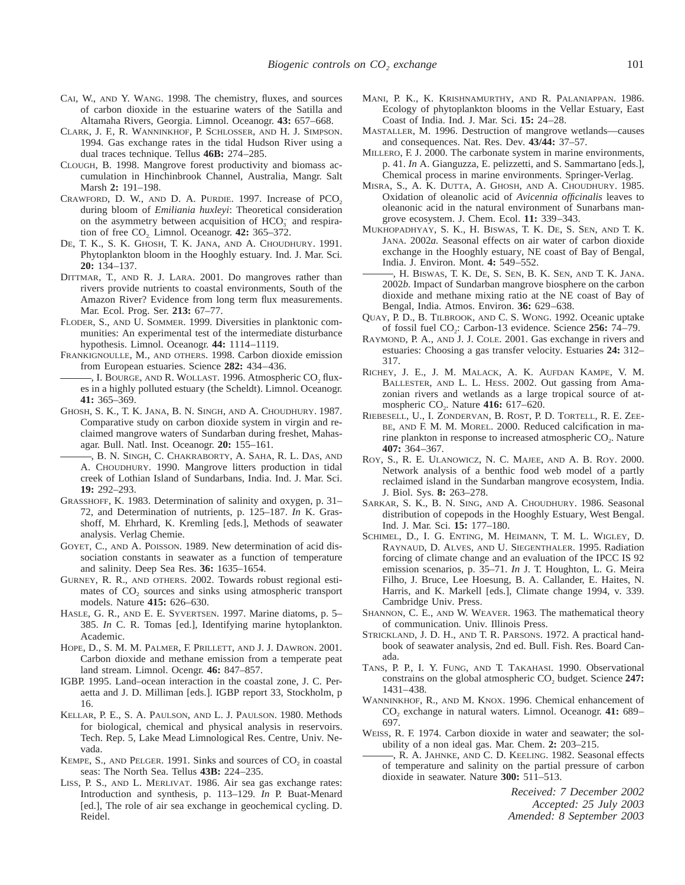Cai, W., and Y. Wang. 1998. The chemistry, fluxes, and sources of carbon dioxide in the estuarine waters of the Satilla and Altamaha Rivers, Georgia. Limnol. Oceanogr. **43:** 657–668.

Clark, J. F., R. Wanninkhof, P. Schlosser, and H. J. Simpson. 1994. Gas exchange rates in the tidal Hudson River using a dual traces technique. Tellus **46B:** 274–285.

Clough, B. 1998. Mangrove forest productivity and biomass accumulation in Hinchinbrook Channel, Australia, Mangr. Salt Marsh **2:** 191–198.

Crawford, D. W., and D. A. Purdie. 1997. Increase of $PCO_2$ during bloom of *Emiliania huxleyi*: Theoretical consideration on the asymmetry between acquisition of $HCO_3^-$ and respiration of free $CO_2$. Limnol. Oceanogr. **42:** 365–372.

De, T. K., S. K. Ghosh, T. K. Jana, and A. Choudhury. 1991. Phytoplankton bloom in the Hooghly estuary. Ind. J. Mar. Sci. **20:** 134–137.

Dittmar, T., and R. J. Lara. 2001. Do mangroves rather than rivers provide nutrients to coastal environments, South of the Amazon River? Evidence from long term flux measurements. Mar. Ecol. Prog. Ser. **213:** 67–77.

Floder, S., and U. Sommer. 1999. Diversities in planktonic communities: An experimental test of the intermediate disturbance hypothesis. Limnol. Oceanogr. **44:** 1114–1119.

Frankignoulle, M., and others. 1998. Carbon dioxide emission from European estuaries. Science **282:** 434–436.

———, I. Bourge, and R. Wollast. 1996. Atmospheric $CO_2$ fluxes in a highly polluted estuary (the Scheldt). Limnol. Oceanogr. **41:** 365–369.

Ghosh, S. K., T. K. Jana, B. N. Singh, and A. Choudhury. 1987. Comparative study on carbon dioxide system in virgin and reclaimed mangrove waters of Sundarban during freshet, Mahasagar. Bull. Natl. Inst. Oceanogr. **20:** 155–161.

———, B. N. Singh, C. Chakraborty, A. Saha, R. L. Das, and A. Choudhury. 1990. Mangrove litters production in tidal creek of Lothian Island of Sundarbans, India. Ind. J. Mar. Sci. **19:** 292–293.

Grasshoff, K. 1983. Determination of salinity and oxygen, p. 31–72, and Determination of nutrients, p. 125–187. *In* K. Grasshoff, M. Ehrhard, K. Kremling [eds.], Methods of seawater analysis. Verlag Chemie.

Goyet, C., and A. Poisson. 1989. New determination of acid dissociation constants in seawater as a function of temperature and salinity. Deep Sea Res. **36:** 1635–1654.

Gurney, R. R., and others. 2002. Towards robust regional estimates of $CO_2$ sources and sinks using atmospheric transport models. Nature **415:** 626–630.

Hasle, G. R., and E. E. Syvertsen. 1997. Marine diatoms, p. 5–385. *In* C. R. Tomas [ed.], Identifying marine hytoplankton. Academic.

Hope, D., S. M. M. Palmer, F. Prillett, and J. J. Dawron. 2001. Carbon dioxide and methane emission from a temperate peat land stream. Limnol. Ocengr. **46:** 847–857.

IGBP. 1995. Land–ocean interaction in the coastal zone, J. C. Peraetta and J. D. Milliman [eds.]. IGBP report 33, Stockholm, p 16.

Kellar, P. E., S. A. Paulson, and L. J. Paulson. 1980. Methods for biological, chemical and physical analysis in reservoirs. Tech. Rep. 5, Lake Mead Limnological Res. Centre, Univ. Nevada.

Kempe, S., and Pelger. 1991. Sinks and sources of $CO_2$ in coastal seas: The North Sea. Tellus **43B:** 224–235.

Liss, P. S., and L. Merlivat. 1986. Air sea gas exchange rates: Introduction and synthesis, p. 113–129. *In* P. Buat-Menard [ed.], The role of air sea exchange in geochemical cycling. D. Reidel.

Mani, P. K., K. Krishnamurthy, and R. Palaniappan. 1986. Ecology of phytoplankton blooms in the Vellar Estuary, East Coast of India. Ind. J. Mar. Sci. **15:** 24–28.

Mastaller, M. 1996. Destruction of mangrove wetlands—causes and consequences. Nat. Res. Dev. **43/44:** 37–57.

Millero, F. J. 2000. The carbonate system in marine environments, p. 41. *In* A. Gianguzza, E. pelizzetti, and S. Sammartano [eds.], Chemical process in marine environments. Springer-Verlag.

Misra, S., A. K. Dutta, A. Ghosh, and A. Choudhury. 1985. Oxidation of oleanolic acid of *Avicennia officinalis* leaves to oleanonic acid in the natural environment of Sunarbans mangrove ecosystem. J. Chem. Ecol. **11:** 339–343.

Mukhopadhyay, S. K., H. Biswas, T. K. De, S. Sen, and T. K. Jana. 2002*a.* Seasonal effects on air water of carbon dioxide exchange in the Hooghly estuary, NE coast of Bay of Bengal, India. J. Environ. Mont. **4:** 549–552.

———, H. Biswas, T. K. De, S. Sen, B. K. Sen, and T. K. Jana. 2002*b.* Impact of Sundarban mangrove biosphere on the carbon dioxide and methane mixing ratio at the NE coast of Bay of Bengal, India. Atmos. Environ. **36:** 629–638.

Quay, P. D., B. Tilbrook, and C. S. Wong. 1992. Oceanic uptake of fossil fuel $CO_2$: Carbon-13 evidence. Science **256:** 74–79.

Raymond, P. A., and J. J. Cole. 2001. Gas exchange in rivers and estuaries: Choosing a gas transfer velocity. Estuaries **24:** 312–317.

Richey, J. E., J. M. Malack, A. K. Aufdan Kampe, V. M. Ballester, and L. L. Hess. 2002. Out gassing from Amazonian rivers and wetlands as a large tropical source of atmospheric $CO_2$. Nature **416:** 617–620.

Riebesell, U., I. Zondervan, B. Rost, P. D. Tortell, R. E. Zeebe, and F. M. M. Morel. 2000. Reduced calcification in marine plankton in response to increased atmospheric $CO_2$. Nature **407:** 364–367.

Roy, S., R. E. Ulanowicz, N. C. Majee, and A. B. Roy. 2000. Network analysis of a benthic food web model of a partly reclaimed island in the Sundarban mangrove ecosystem, India. J. Biol. Sys. **8:** 263–278.

Sarkar, S. K., B. N. Sing, and A. Choudhury. 1986. Seasonal distribution of copepods in the Hooghly Estuary, West Bengal. Ind. J. Mar. Sci. **15:** 177–180.

Schimel, D., I. G. Enting, M. Heimann, T. M. L. Wigley, D. Raynaud, D. Alves, and U. Siegenthaler. 1995. Radiation forcing of climate change and an evaluation of the IPCC IS 92 emission scenarios, p. 35–71. *In* J. T. Houghton, L. G. Meira Filho, J. Bruce, Lee Hoesung, B. A. Callander, E. Haites, N. Harris, and K. Markell [eds.], Climate change 1994, v. 339. Cambridge Univ. Press.

Shannon, C. E., and W. Weaver. 1963. The mathematical theory of communication. Univ. Illinois Press.

Strickland, J. D. H., and T. R. Parsons. 1972. A practical handbook of seawater analysis, 2nd ed. Bull. Fish. Res. Board Canada.

Tans, P. P., I. Y. Fung, and T. Takahasi. 1990. Observational constrains on the global atmospheric $CO_2$ budget. Science **247:** 1431–438.

Wanninkhof, R., and M. Knox. 1996. Chemical enhancement of $CO_2$ exchange in natural waters. Limnol. Oceanogr. **41:** 689–697.

Weiss, R. F. 1974. Carbon dioxide in water and seawater; the solubility of a non ideal gas. Mar. Chem. **2:** 203–215.

———, R. A. Jahnke, and C. D. Keeling. 1982. Seasonal effects of temperature and salinity on the partial pressure of carbon dioxide in seawater. Nature **300:** 511–513.

*Received: 7 December 2002*
*Accepted: 25 July 2003*
*Amended: 8 September 2003*